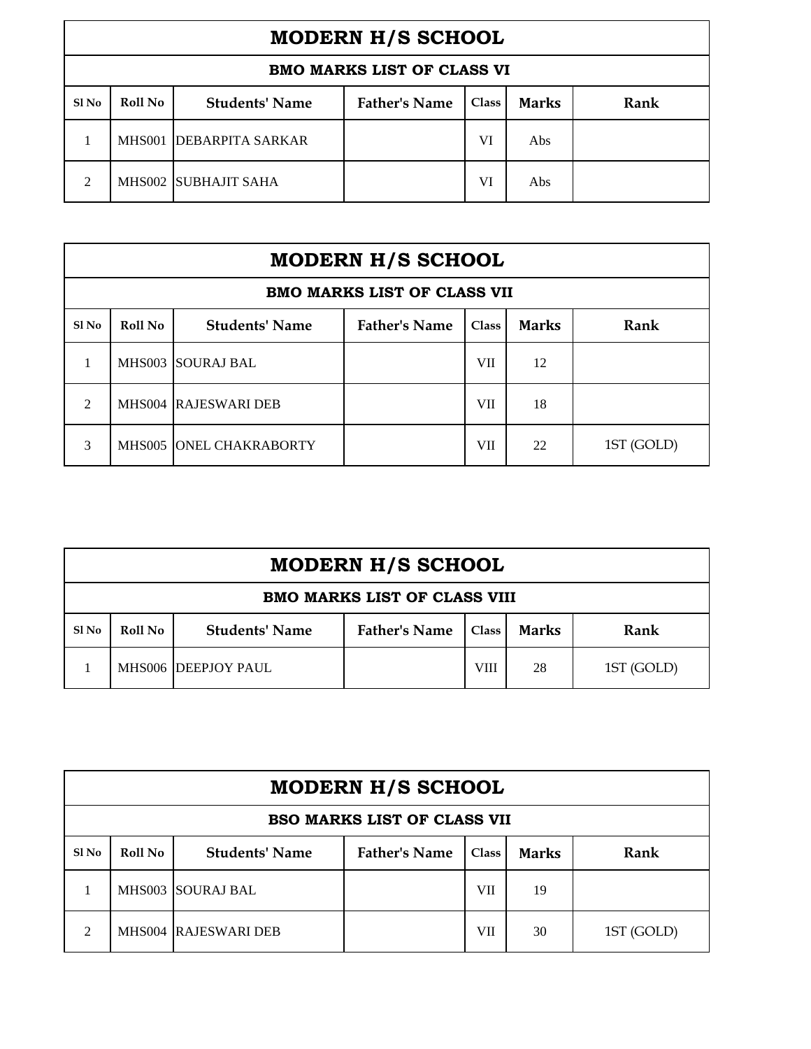## MODERN H/S SCHOOL

### BMO MARKS LIST OF CLASS VI

| Sl No | Roll No | Students' Name | Father's Name | Class | Marks | Rank |
|---|---|---|---|---|---|---|
| 1 | MHS001 | DEBARPITA SARKAR | | VI | Abs | |
| 2 | MHS002 | SUBHAJIT SAHA | | VI | Abs | |

## MODERN H/S SCHOOL

### BMO MARKS LIST OF CLASS VII

| Sl No | Roll No | Students' Name | Father's Name | Class | Marks | Rank |
|---|---|---|---|---|---|---|
| 1 | MHS003 | SOURAJ BAL | | VII | 12 | |
| 2 | MHS004 | RAJESWARI DEB | | VII | 18 | |
| 3 | MHS005 | ONEL CHAKRABORTY | | VII | 22 | 1ST (GOLD) |

## MODERN H/S SCHOOL

### BMO MARKS LIST OF CLASS VIII

| Sl No | Roll No | Students' Name | Father's Name | Class | Marks | Rank |
|---|---|---|---|---|---|---|
| 1 | MHS006 | DEEPJOY PAUL | | VIII | 28 | 1ST (GOLD) |

## MODERN H/S SCHOOL

### BSO MARKS LIST OF CLASS VII

| Sl No | Roll No | Students' Name | Father's Name | Class | Marks | Rank |
|---|---|---|---|---|---|---|
| 1 | MHS003 | SOURAJ BAL | | VII | 19 | |
| 2 | MHS004 | RAJESWARI DEB | | VII | 30 | 1ST (GOLD) |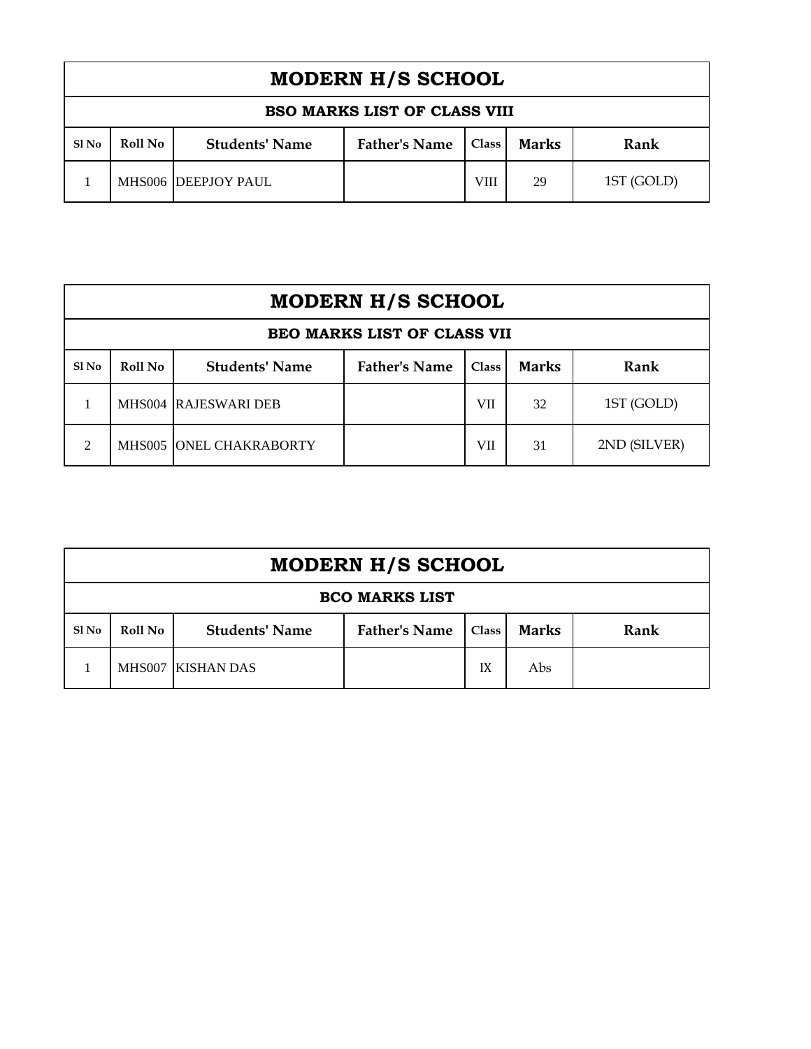# MODERN H/S SCHOOL

## BSO MARKS LIST OF CLASS VIII

| Sl No | Roll No | Students' Name | Father's Name | Class | Marks | Rank |
|---|---|---|---|---|---|---|
| 1 | MHS006 | DEEPJOY PAUL | | VIII | 29 | 1ST (GOLD) |

# MODERN H/S SCHOOL

## BEO MARKS LIST OF CLASS VII

| Sl No | Roll No | Students' Name | Father's Name | Class | Marks | Rank |
|---|---|---|---|---|---|---|
| 1 | MHS004 | RAJESWARI DEB | | VII | 32 | 1ST (GOLD) |
| 2 | MHS005 | ONEL CHAKRABORTY | | VII | 31 | 2ND (SILVER) |

# MODERN H/S SCHOOL

## BCO MARKS LIST

| Sl No | Roll No | Students' Name | Father's Name | Class | Marks | Rank |
|---|---|---|---|---|---|---|
| 1 | MHS007 | KISHAN DAS | | IX | Abs | |